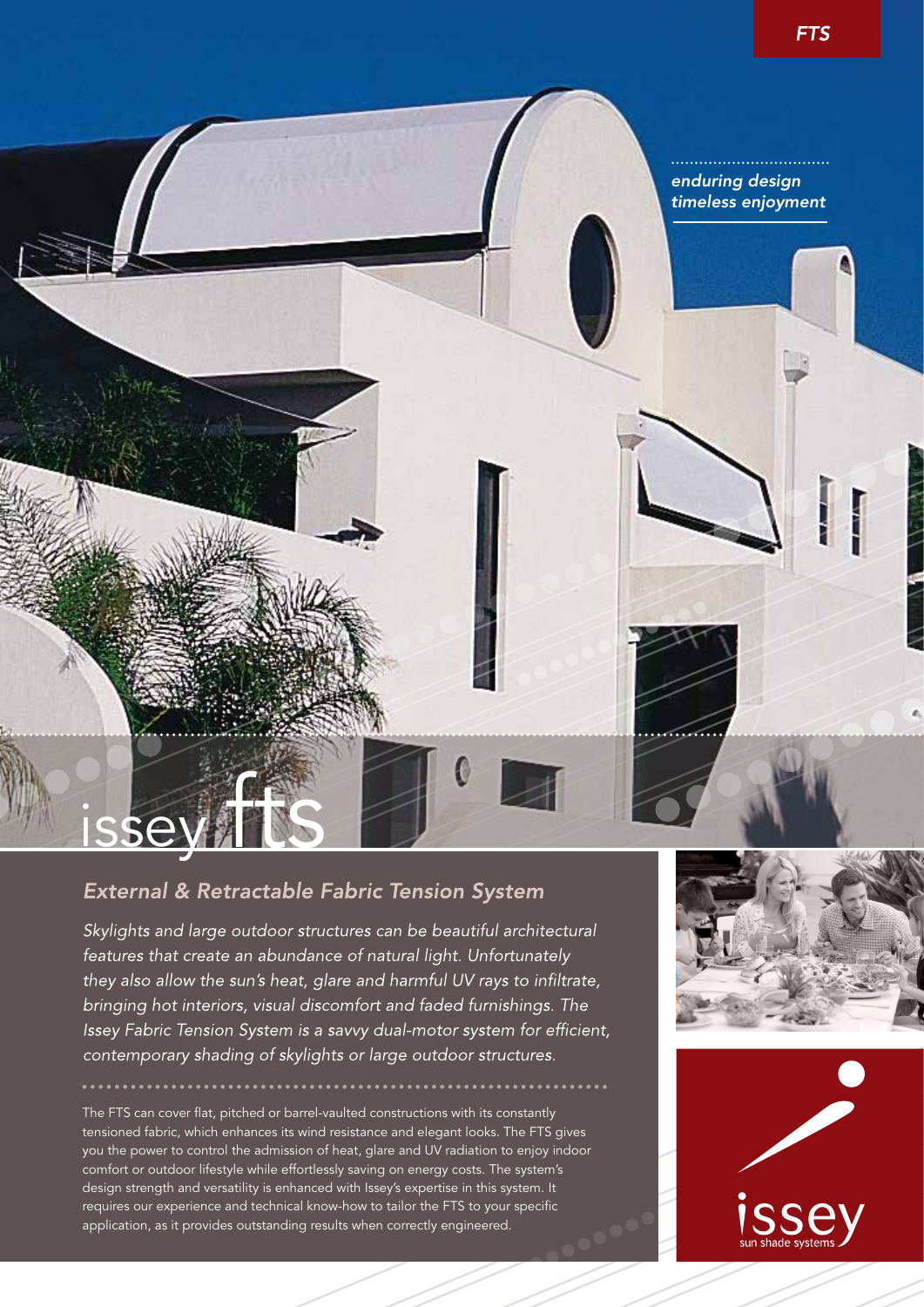FTS

*enduring design*
*timeless enjoyment*

# issey fts

## *External & Retractable Fabric Tension System*

*Skylights and large outdoor structures can be beautiful architectural features that create an abundance of natural light. Unfortunately they also allow the sun's heat, glare and harmful UV rays to infiltrate, bringing hot interiors, visual discomfort and faded furnishings. The Issey Fabric Tension System is a savvy dual-motor system for efficient, contemporary shading of skylights or large outdoor structures.*

The FTS can cover flat, pitched or barrel-vaulted constructions with its constantly tensioned fabric, which enhances its wind resistance and elegant looks. The FTS gives you the power to control the admission of heat, glare and UV radiation to enjoy indoor comfort or outdoor lifestyle while effortlessly saving on energy costs. The system's design strength and versatility is enhanced with Issey's expertise in this system. It requires our experience and technical know-how to tailor the FTS to your specific application, as it provides outstanding results when correctly engineered.

issey
sun shade systems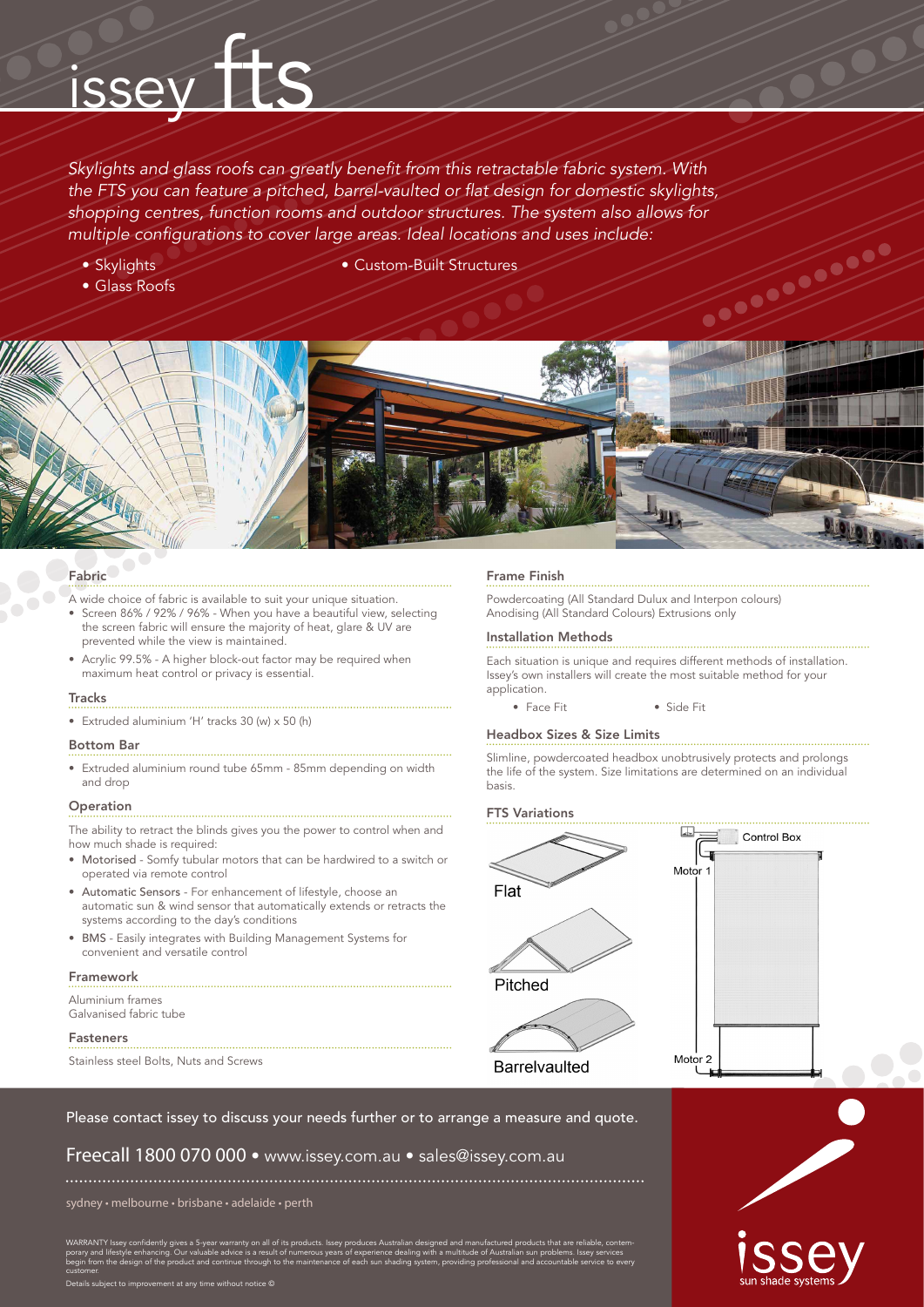# issey fts

*Skylights and glass roofs can greatly benefit from this retractable fabric system. With the FTS you can feature a pitched, barrel-vaulted or flat design for domestic skylights, shopping centres, function rooms and outdoor structures. The system also allows for multiple configurations to cover large areas. Ideal locations and uses include:*

- Skylights
- Glass Roofs
- Custom-Built Structures

### Fabric

A wide choice of fabric is available to suit your unique situation.

- Screen 86% / 92% / 96% - When you have a beautiful view, selecting the screen fabric will ensure the majority of heat, glare & UV are prevented while the view is maintained.
- Acrylic 99.5% - A higher block-out factor may be required when maximum heat control or privacy is essential.

### Tracks

- Extruded aluminium 'H' tracks 30 (w) x 50 (h)

### Bottom Bar

- Extruded aluminium round tube 65mm - 85mm depending on width and drop

### Operation

The ability to retract the blinds gives you the power to control when and how much shade is required:

- Motorised - Somfy tubular motors that can be hardwired to a switch or operated via remote control
- Automatic Sensors - For enhancement of lifestyle, choose an automatic sun & wind sensor that automatically extends or retracts the systems according to the day's conditions
- BMS - Easily integrates with Building Management Systems for convenient and versatile control

### Framework

Aluminium frames
Galvanised fabric tube

### Fasteners

Stainless steel Bolts, Nuts and Screws

### Frame Finish

Powdercoating (All Standard Dulux and Interpon colours)
Anodising (All Standard Colours) Extrusions only

### Installation Methods

Each situation is unique and requires different methods of installation. Issey's own installers will create the most suitable method for your application.

- Face Fit
- Side Fit

### Headbox Sizes & Size Limits

Slimline, powdercoated headbox unobtrusively protects and prolongs the life of the system. Size limitations are determined on an individual basis.

### FTS Variations

Flat

Pitched

Barrelvaulted

Control Box

Motor 1

Motor 2

Please contact issey to discuss your needs further or to arrange a measure and quote.

Freecall 1800 070 000 • www.issey.com.au • sales@issey.com.au

sydney • melbourne • brisbane • adelaide • perth

WARRANTY Issey confidently gives a 5-year warranty on all of its products. Issey produces Australian designed and manufactured products that are reliable, contemporary and lifestyle enhancing. Our valuable advice is a result of numerous years of experience dealing with a multitude of Australian sun problems. Issey services begin from the design of the product and continue through to the maintenance of each sun shading system, providing professional and accountable service to every customer.

Details subject to improvement at any time without notice ©

issey sun shade systems